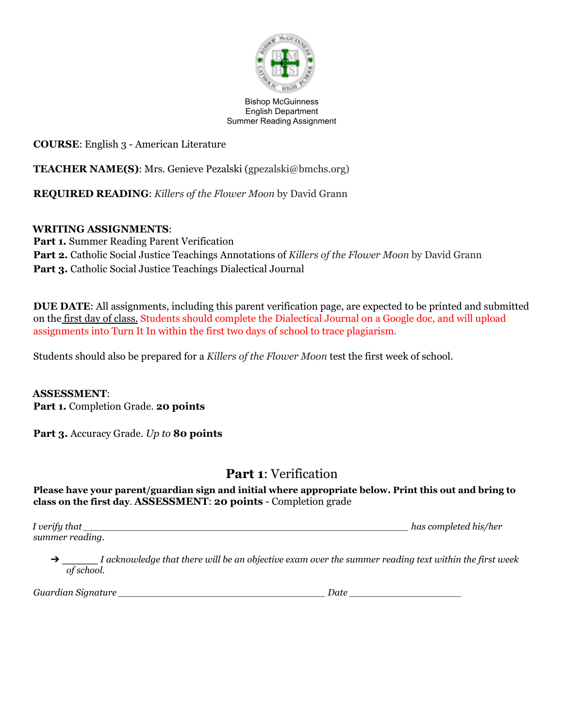Bishop McGuinness
English Department
Summer Reading Assignment

**COURSE**: English 3 - American Literature

**TEACHER NAME(S)**: Mrs. Genieve Pezalski (gpezalski@bmchs.org)

**REQUIRED READING**: *Killers of the Flower Moon* by David Grann

**WRITING ASSIGNMENTS**:
**Part 1.** Summer Reading Parent Verification
**Part 2.** Catholic Social Justice Teachings Annotations of *Killers of the Flower Moon* by David Grann
**Part 3.** Catholic Social Justice Teachings Dialectical Journal

**DUE DATE**: All assignments, including this parent verification page, are expected to be printed and submitted on the first day of class. Students should complete the Dialectical Journal on a Google doc, and will upload assignments into Turn It In within the first two days of school to trace plagiarism.

Students should also be prepared for a *Killers of the Flower Moon* test the first week of school.

**ASSESSMENT**:
**Part 1.** Completion Grade. **20 points**

**Part 3.** Accuracy Grade. *Up to* **80 points**

## **Part 1**: Verification

**Please have your parent/guardian sign and initial where appropriate below. Print this out and bring to class on the first day**. **ASSESSMENT**: **20 points** - Completion grade

*I verify that* ______________________________________________________ *has completed his/her summer reading.*

- ➔ ______ *I acknowledge that there will be an objective exam over the summer reading text within the first week of school.*

*Guardian Signature* ___________________________________ *Date* ___________________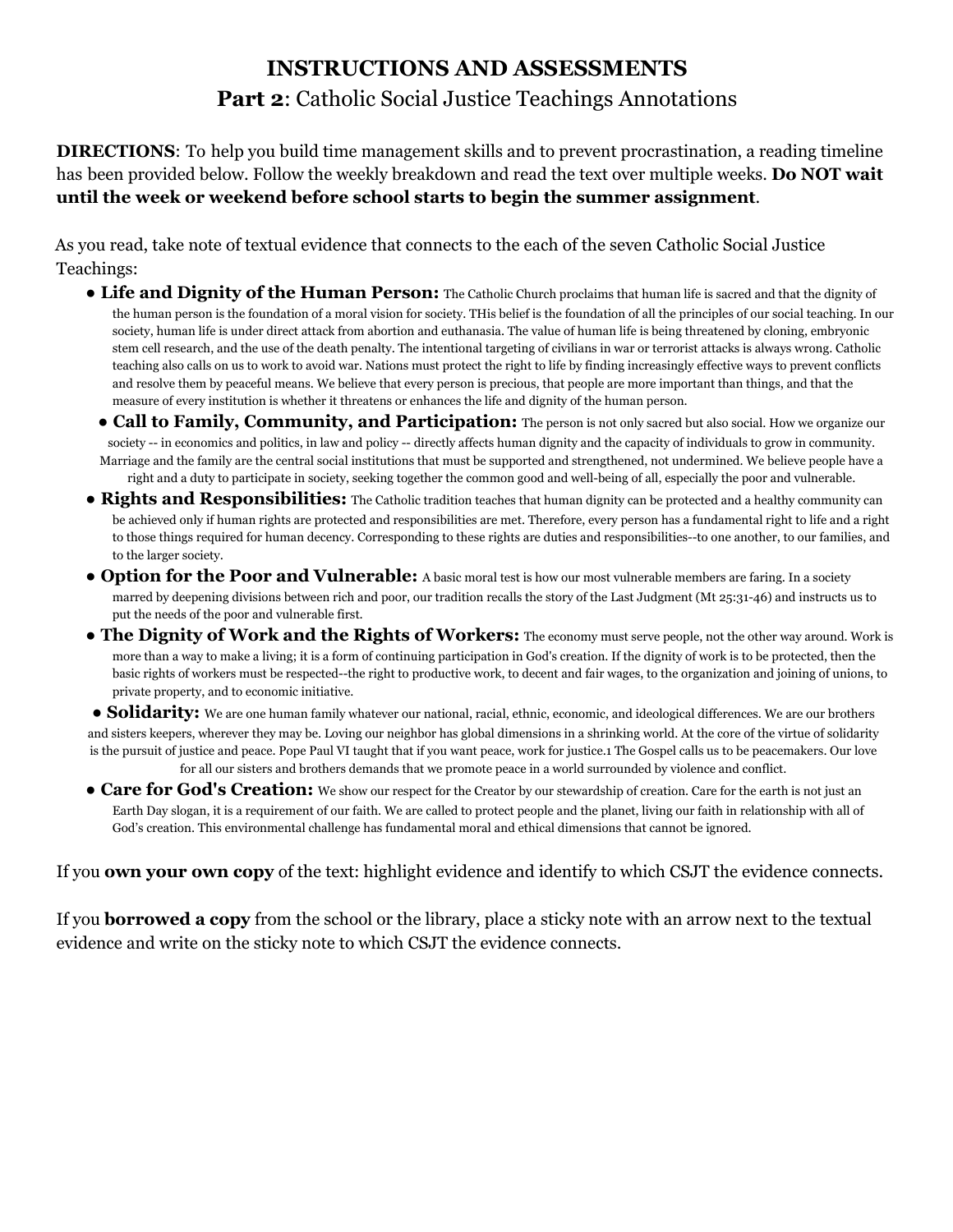# INSTRUCTIONS AND ASSESSMENTS

## **Part 2**: Catholic Social Justice Teachings Annotations

**DIRECTIONS**: To help you build time management skills and to prevent procrastination, a reading timeline has been provided below. Follow the weekly breakdown and read the text over multiple weeks. **Do NOT wait until the week or weekend before school starts to begin the summer assignment**.

As you read, take note of textual evidence that connects to the each of the seven Catholic Social Justice Teachings:

- **Life and Dignity of the Human Person:** The Catholic Church proclaims that human life is sacred and that the dignity of the human person is the foundation of a moral vision for society. THis belief is the foundation of all the principles of our social teaching. In our society, human life is under direct attack from abortion and euthanasia. The value of human life is being threatened by cloning, embryonic stem cell research, and the use of the death penalty. The intentional targeting of civilians in war or terrorist attacks is always wrong. Catholic teaching also calls on us to work to avoid war. Nations must protect the right to life by finding increasingly effective ways to prevent conflicts and resolve them by peaceful means. We believe that every person is precious, that people are more important than things, and that the measure of every institution is whether it threatens or enhances the life and dignity of the human person.
- **Call to Family, Community, and Participation:** The person is not only sacred but also social. How we organize our society -- in economics and politics, in law and policy -- directly affects human dignity and the capacity of individuals to grow in community. Marriage and the family are the central social institutions that must be supported and strengthened, not undermined. We believe people have a right and a duty to participate in society, seeking together the common good and well-being of all, especially the poor and vulnerable.
- **Rights and Responsibilities:** The Catholic tradition teaches that human dignity can be protected and a healthy community can be achieved only if human rights are protected and responsibilities are met. Therefore, every person has a fundamental right to life and a right to those things required for human decency. Corresponding to these rights are duties and responsibilities--to one another, to our families, and to the larger society.
- **Option for the Poor and Vulnerable:** A basic moral test is how our most vulnerable members are faring. In a society marred by deepening divisions between rich and poor, our tradition recalls the story of the Last Judgment (Mt 25:31-46) and instructs us to put the needs of the poor and vulnerable first.
- **The Dignity of Work and the Rights of Workers:** The economy must serve people, not the other way around. Work is more than a way to make a living; it is a form of continuing participation in God's creation. If the dignity of work is to be protected, then the basic rights of workers must be respected--the right to productive work, to decent and fair wages, to the organization and joining of unions, to private property, and to economic initiative.
- **Solidarity:** We are one human family whatever our national, racial, ethnic, economic, and ideological differences. We are our brothers and sisters keepers, wherever they may be. Loving our neighbor has global dimensions in a shrinking world. At the core of the virtue of solidarity is the pursuit of justice and peace. Pope Paul VI taught that if you want peace, work for justice.[1] The Gospel calls us to be peacemakers. Our love for all our sisters and brothers demands that we promote peace in a world surrounded by violence and conflict.
- **Care for God's Creation:** We show our respect for the Creator by our stewardship of creation. Care for the earth is not just an Earth Day slogan, it is a requirement of our faith. We are called to protect people and the planet, living our faith in relationship with all of God's creation. This environmental challenge has fundamental moral and ethical dimensions that cannot be ignored.

If you **own your own copy** of the text: highlight evidence and identify to which CSJT the evidence connects.

If you **borrowed a copy** from the school or the library, place a sticky note with an arrow next to the textual evidence and write on the sticky note to which CSJT the evidence connects.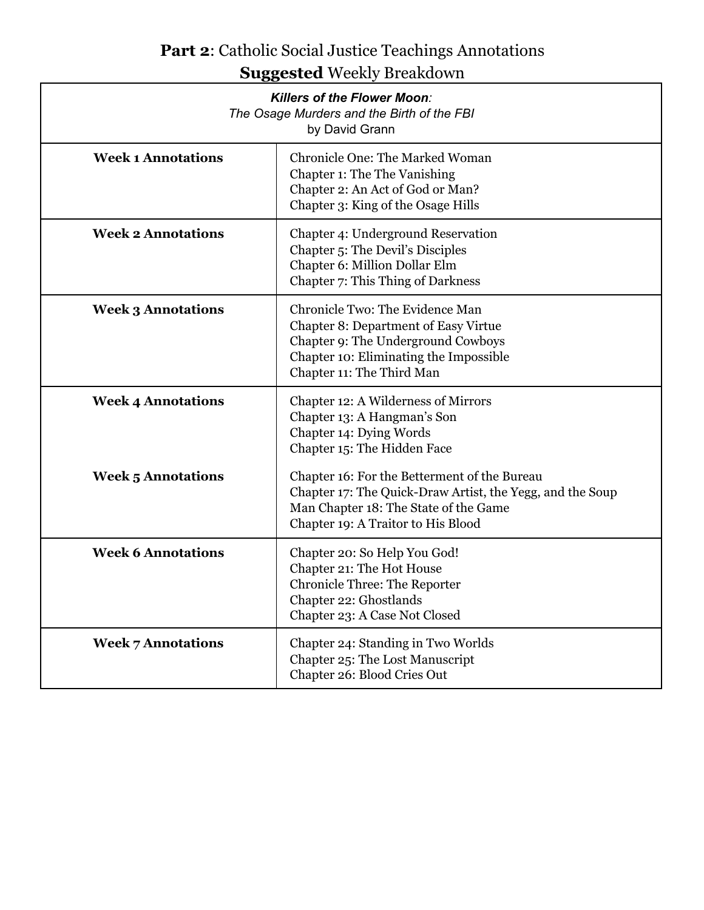## **Part 2**: Catholic Social Justice Teachings Annotations
## **Suggested** Weekly Breakdown

| ***Killers of the Flower Moon**:* *The Osage Murders and the Birth of the FBI* by David Grann | |
|---|---|
| **Week 1 Annotations** | Chronicle One: The Marked Woman<br>Chapter 1: The The Vanishing<br>Chapter 2: An Act of God or Man?<br>Chapter 3: King of the Osage Hills |
| **Week 2 Annotations** | Chapter 4: Underground Reservation<br>Chapter 5: The Devil's Disciples<br>Chapter 6: Million Dollar Elm<br>Chapter 7: This Thing of Darkness |
| **Week 3 Annotations** | Chronicle Two: The Evidence Man<br>Chapter 8: Department of Easy Virtue<br>Chapter 9: The Underground Cowboys<br>Chapter 10: Eliminating the Impossible<br>Chapter 11: The Third Man |
| **Week 4 Annotations** | Chapter 12: A Wilderness of Mirrors<br>Chapter 13: A Hangman's Son<br>Chapter 14: Dying Words<br>Chapter 15: The Hidden Face |
| **Week 5 Annotations** | Chapter 16: For the Betterment of the Bureau<br>Chapter 17: The Quick-Draw Artist, the Yegg, and the Soup Man Chapter 18: The State of the Game<br>Chapter 19: A Traitor to His Blood |
| **Week 6 Annotations** | Chapter 20: So Help You God!<br>Chapter 21: The Hot House<br>Chronicle Three: The Reporter<br>Chapter 22: Ghostlands<br>Chapter 23: A Case Not Closed |
| **Week 7 Annotations** | Chapter 24: Standing in Two Worlds<br>Chapter 25: The Lost Manuscript<br>Chapter 26: Blood Cries Out |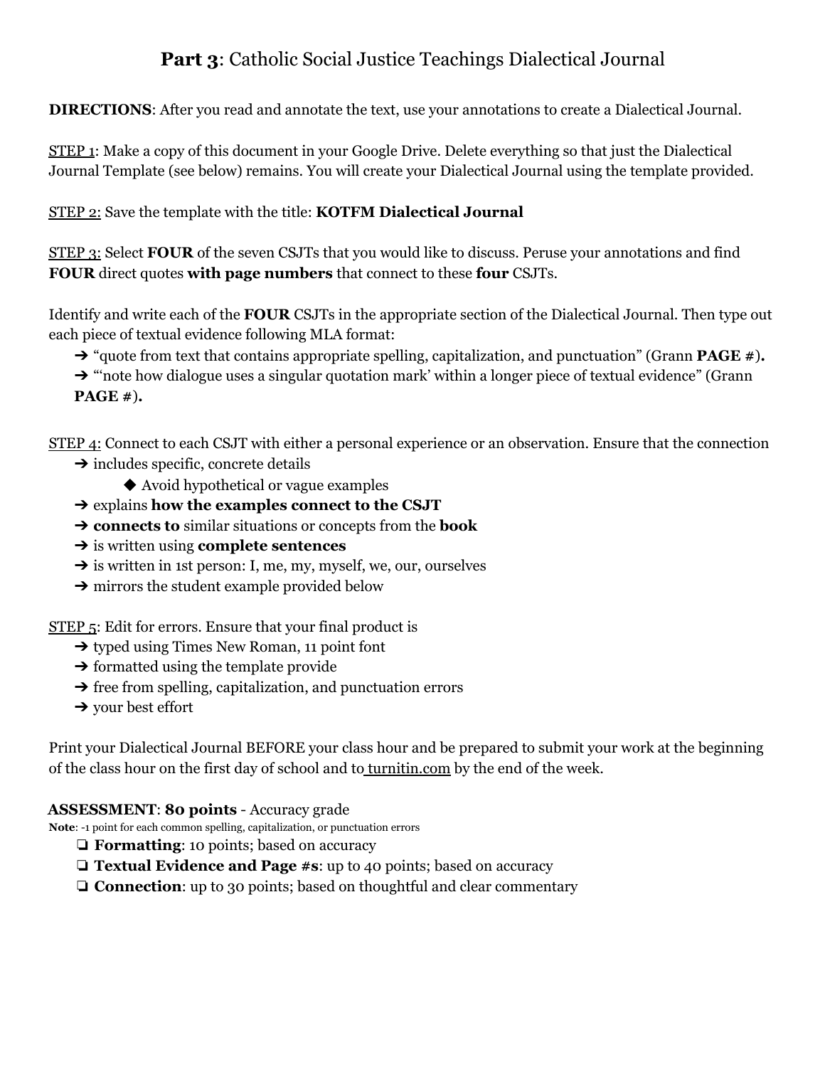# **Part 3**: Catholic Social Justice Teachings Dialectical Journal

**DIRECTIONS**: After you read and annotate the text, use your annotations to create a Dialectical Journal.

STEP 1: Make a copy of this document in your Google Drive. Delete everything so that just the Dialectical Journal Template (see below) remains. You will create your Dialectical Journal using the template provided.

STEP 2: Save the template with the title: **KOTFM Dialectical Journal**

STEP 3: Select **FOUR** of the seven CSJTs that you would like to discuss. Peruse your annotations and find **FOUR** direct quotes **with page numbers** that connect to these **four** CSJTs.

Identify and write each of the **FOUR** CSJTs in the appropriate section of the Dialectical Journal. Then type out each piece of textual evidence following MLA format:

- ➔ "quote from text that contains appropriate spelling, capitalization, and punctuation" (Grann **PAGE #**)**.**
- ➔ "'note how dialogue uses a singular quotation mark' within a longer piece of textual evidence" (Grann **PAGE #**)**.**

STEP 4: Connect to each CSJT with either a personal experience or an observation. Ensure that the connection

- ➔ includes specific, concrete details
  - ◆ Avoid hypothetical or vague examples
- ➔ explains **how the examples connect to the CSJT**
- ➔ **connects to** similar situations or concepts from the **book**
- ➔ is written using **complete sentences**
- ➔ is written in 1st person: I, me, my, myself, we, our, ourselves
- ➔ mirrors the student example provided below

STEP 5: Edit for errors. Ensure that your final product is

- ➔ typed using Times New Roman, 11 point font
- ➔ formatted using the template provide
- ➔ free from spelling, capitalization, and punctuation errors
- ➔ your best effort

Print your Dialectical Journal BEFORE your class hour and be prepared to submit your work at the beginning of the class hour on the first day of school and to turnitin.com by the end of the week.

**ASSESSMENT**: **80 points** - Accuracy grade

**Note**: -1 point for each common spelling, capitalization, or punctuation errors

- ❏ **Formatting**: 10 points; based on accuracy
- ❏ **Textual Evidence and Page #s**: up to 40 points; based on accuracy
- ❏ **Connection**: up to 30 points; based on thoughtful and clear commentary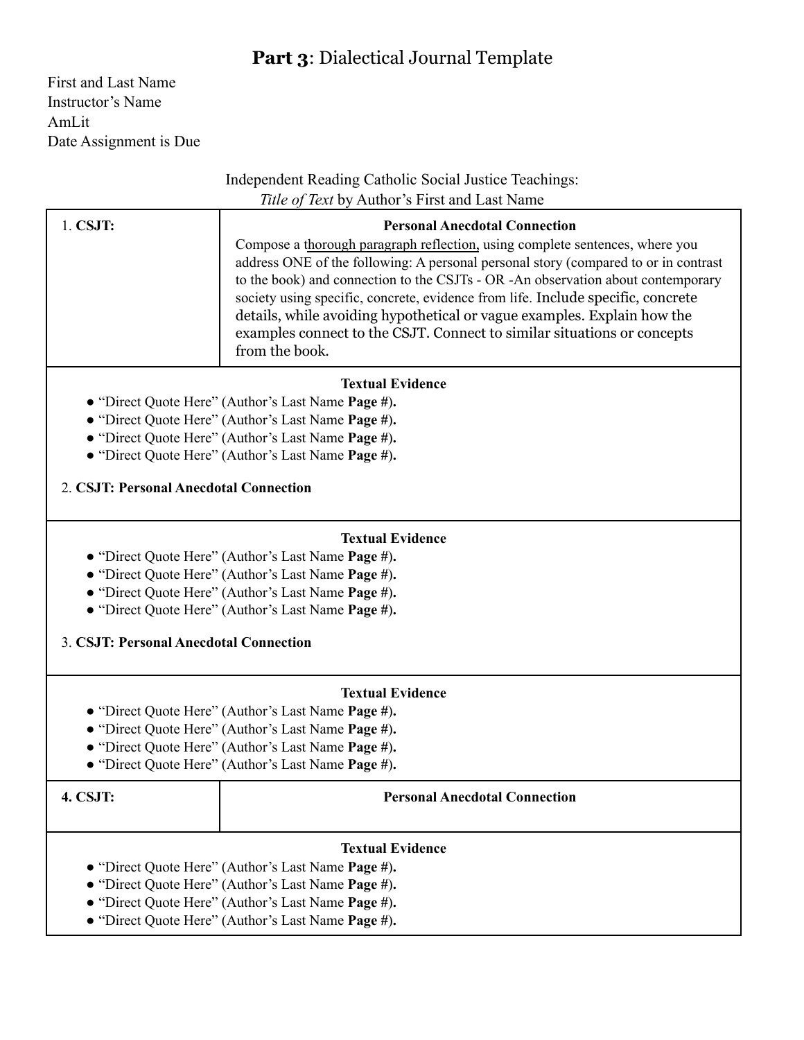# **Part 3**: Dialectical Journal Template

First and Last Name
Instructor's Name
AmLit
Date Assignment is Due

Independent Reading Catholic Social Justice Teachings:
*Title of Text* by Author's First and Last Name

| 1. **CSJT:** | **Personal Anecdotal Connection**<br>Compose a thorough paragraph reflection, using complete sentences, where you address ONE of the following: A personal personal story (compared to or in contrast to the book) and connection to the CSJTs - OR -An observation about contemporary society using specific, concrete, evidence from life. Include specific, concrete details, while avoiding hypothetical or vague examples. Explain how the examples connect to the CSJT. Connect to similar situations or concepts from the book. |
|---|---|

**Textual Evidence**

- "Direct Quote Here" (Author's Last Name **Page #).**
- "Direct Quote Here" (Author's Last Name **Page #).**
- "Direct Quote Here" (Author's Last Name **Page #).**
- "Direct Quote Here" (Author's Last Name **Page #).**

2. **CSJT: Personal Anecdotal Connection**

**Textual Evidence**

- "Direct Quote Here" (Author's Last Name **Page #).**
- "Direct Quote Here" (Author's Last Name **Page #).**
- "Direct Quote Here" (Author's Last Name **Page #).**
- "Direct Quote Here" (Author's Last Name **Page #).**

3. **CSJT: Personal Anecdotal Connection**

**Textual Evidence**

- "Direct Quote Here" (Author's Last Name **Page #).**
- "Direct Quote Here" (Author's Last Name **Page #).**
- "Direct Quote Here" (Author's Last Name **Page #).**
- "Direct Quote Here" (Author's Last Name **Page #).**

| **4. CSJT:** | **Personal Anecdotal Connection** |
|---|---|

**Textual Evidence**

- "Direct Quote Here" (Author's Last Name **Page #).**
- "Direct Quote Here" (Author's Last Name **Page #).**
- "Direct Quote Here" (Author's Last Name **Page #).**
- "Direct Quote Here" (Author's Last Name **Page #).**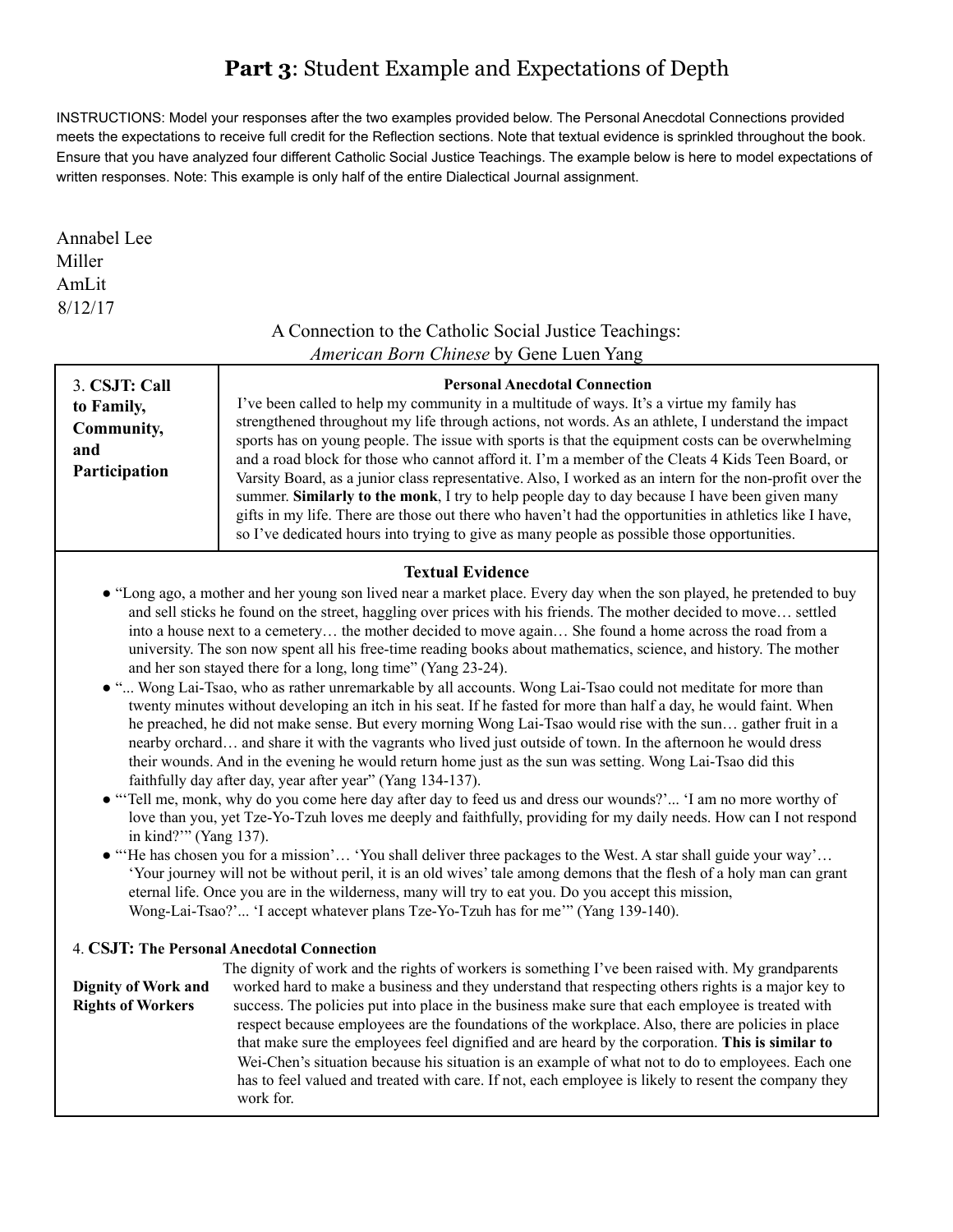# **Part 3**: Student Example and Expectations of Depth

INSTRUCTIONS: Model your responses after the two examples provided below. The Personal Anecdotal Connections provided meets the expectations to receive full credit for the Reflection sections. Note that textual evidence is sprinkled throughout the book. Ensure that you have analyzed four different Catholic Social Justice Teachings. The example below is here to model expectations of written responses. Note: This example is only half of the entire Dialectical Journal assignment.

Annabel Lee
Miller
AmLit
8/12/17

A Connection to the Catholic Social Justice Teachings:
*American Born Chinese* by Gene Luen Yang

| 3. **CSJT: Call to Family, Community, and Participation** | **Personal Anecdotal Connection**<br>I've been called to help my community in a multitude of ways. It's a virtue my family has strengthened throughout my life through actions, not words. As an athlete, I understand the impact sports has on young people. The issue with sports is that the equipment costs can be overwhelming and a road block for those who cannot afford it. I'm a member of the Cleats 4 Kids Teen Board, or Varsity Board, as a junior class representative. Also, I worked as an intern for the non-profit over the summer. **Similarly to the monk**, I try to help people day to day because I have been given many gifts in my life. There are those out there who haven't had the opportunities in athletics like I have, so I've dedicated hours into trying to give as many people as possible those opportunities. |
|---|---|

**Textual Evidence**

- "Long ago, a mother and her young son lived near a market place. Every day when the son played, he pretended to buy and sell sticks he found on the street, haggling over prices with his friends. The mother decided to move… settled into a house next to a cemetery… the mother decided to move again… She found a home across the road from a university. The son now spent all his free-time reading books about mathematics, science, and history. The mother and her son stayed there for a long, long time" (Yang 23-24).
- "... Wong Lai-Tsao, who as rather unremarkable by all accounts. Wong Lai-Tsao could not meditate for more than twenty minutes without developing an itch in his seat. If he fasted for more than half a day, he would faint. When he preached, he did not make sense. But every morning Wong Lai-Tsao would rise with the sun… gather fruit in a nearby orchard… and share it with the vagrants who lived just outside of town. In the afternoon he would dress their wounds. And in the evening he would return home just as the sun was setting. Wong Lai-Tsao did this faithfully day after day, year after year" (Yang 134-137).
- "'Tell me, monk, why do you come here day after day to feed us and dress our wounds?'... 'I am no more worthy of love than you, yet Tze-Yo-Tzuh loves me deeply and faithfully, providing for my daily needs. How can I not respond in kind?'" (Yang 137).
- "'He has chosen you for a mission'… 'You shall deliver three packages to the West. A star shall guide your way'… 'Your journey will not be without peril, it is an old wives' tale among demons that the flesh of a holy man can grant eternal life. Once you are in the wilderness, many will try to eat you. Do you accept this mission, Wong-Lai-Tsao?'... 'I accept whatever plans Tze-Yo-Tzuh has for me'" (Yang 139-140).

| 4. **CSJT: Dignity of Work and Rights of Workers** | **The Personal Anecdotal Connection**<br>The dignity of work and the rights of workers is something I've been raised with. My grandparents worked hard to make a business and they understand that respecting others rights is a major key to success. The policies put into place in the business make sure that each employee is treated with respect because employees are the foundations of the workplace. Also, there are policies in place that make sure the employees feel dignified and are heard by the corporation. **This is similar to** Wei-Chen's situation because his situation is an example of what not to do to employees. Each one has to feel valued and treated with care. If not, each employee is likely to resent the company they work for. |
|---|---|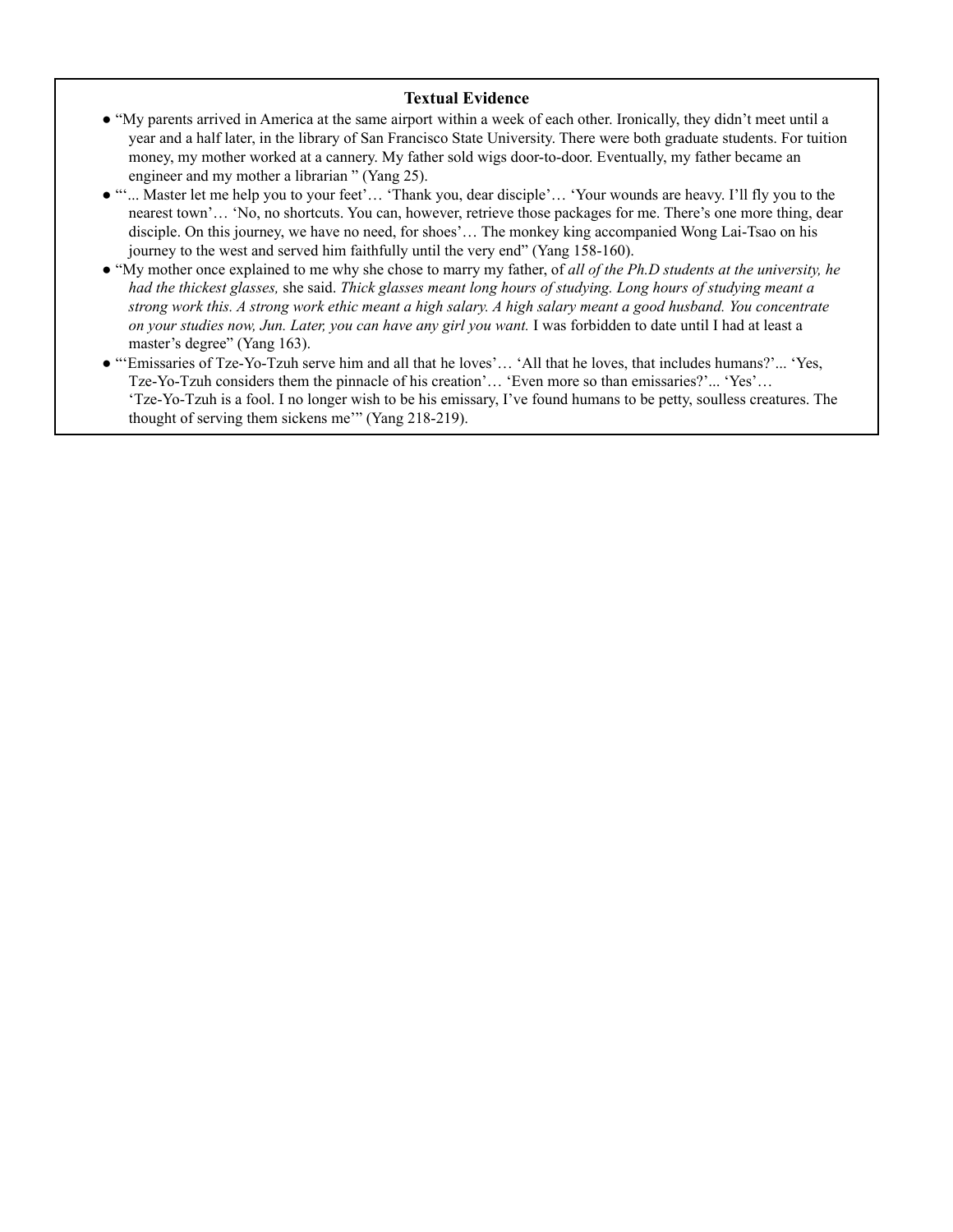**Textual Evidence**

- "My parents arrived in America at the same airport within a week of each other. Ironically, they didn't meet until a year and a half later, in the library of San Francisco State University. There were both graduate students. For tuition money, my mother worked at a cannery. My father sold wigs door-to-door. Eventually, my father became an engineer and my mother a librarian " (Yang 25).
- "'... Master let me help you to your feet'… 'Thank you, dear disciple'… 'Your wounds are heavy. I'll fly you to the nearest town'… 'No, no shortcuts. You can, however, retrieve those packages for me. There's one more thing, dear disciple. On this journey, we have no need, for shoes'… The monkey king accompanied Wong Lai-Tsao on his journey to the west and served him faithfully until the very end" (Yang 158-160).
- "My mother once explained to me why she chose to marry my father, of *all of the Ph.D students at the university, he had the thickest glasses,* she said. *Thick glasses meant long hours of studying. Long hours of studying meant a strong work this. A strong work ethic meant a high salary. A high salary meant a good husband. You concentrate on your studies now, Jun. Later, you can have any girl you want.* I was forbidden to date until I had at least a master's degree" (Yang 163).
- "'Emissaries of Tze-Yo-Tzuh serve him and all that he loves'… 'All that he loves, that includes humans?'... 'Yes, Tze-Yo-Tzuh considers them the pinnacle of his creation'… 'Even more so than emissaries?'... 'Yes'… 'Tze-Yo-Tzuh is a fool. I no longer wish to be his emissary, I've found humans to be petty, soulless creatures. The thought of serving them sickens me'" (Yang 218-219).